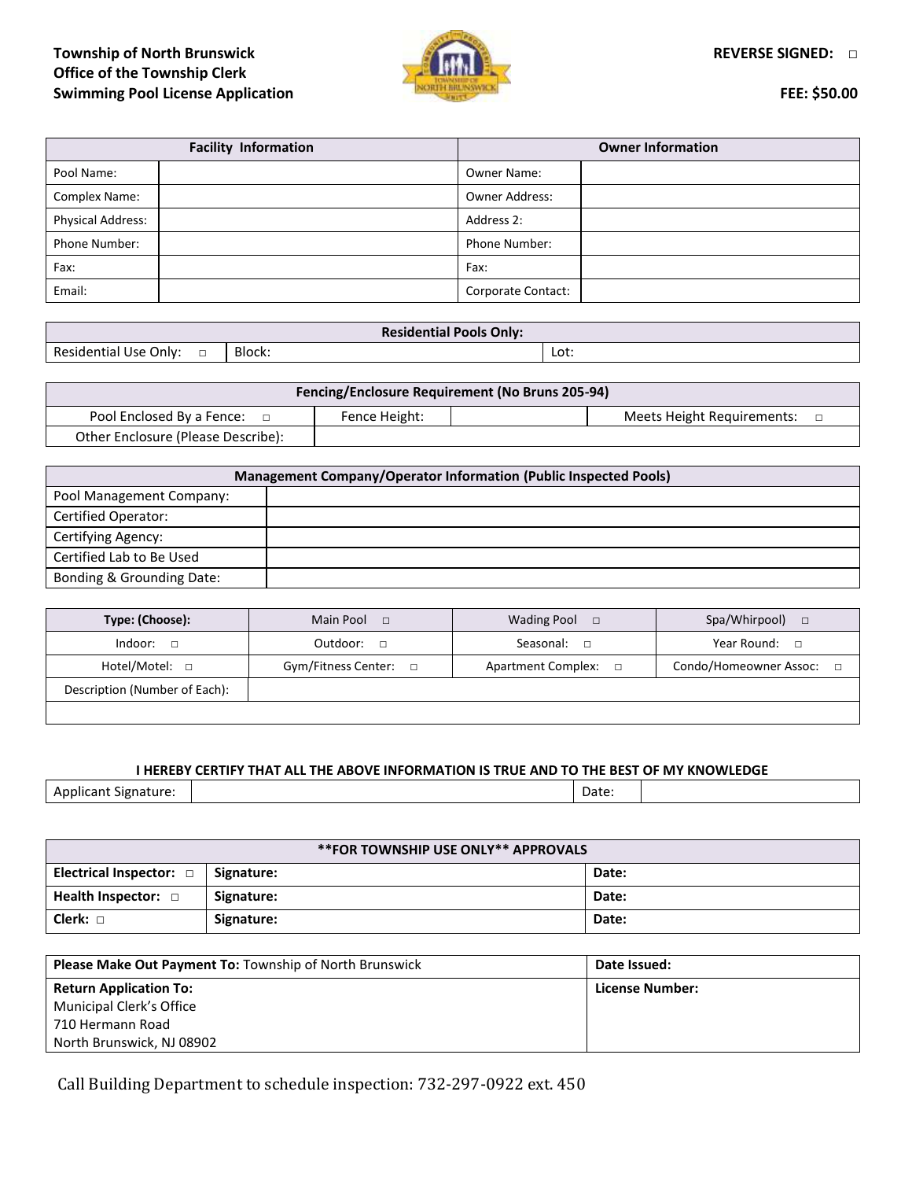**Township of North Brunswick**
**Office of the Township Clerk**
**Swimming Pool License Application**

**REVERSE SIGNED:** □

**FEE: $50.00**

| Facility Information | | Owner Information | |
|---|---|---|---|
| Pool Name: | | Owner Name: | |
| Complex Name: | | Owner Address: | |
| Physical Address: | | Address 2: | |
| Phone Number: | | Phone Number: | |
| Fax: | | Fax: | |
| Email: | | Corporate Contact: | |

| Residential Pools Only: | | |
|---|---|---|
| Residential Use Only: □ | Block: | Lot: |

| Fencing/Enclosure Requirement (No Bruns 205-94) | | | |
|---|---|---|---|
| Pool Enclosed By a Fence: □ | Fence Height: | | Meets Height Requirements: □ |
| Other Enclosure (Please Describe): | | | |

| Management Company/Operator Information (Public Inspected Pools) | |
|---|---|
| Pool Management Company: | |
| Certified Operator: | |
| Certifying Agency: | |
| Certified Lab to Be Used | |
| Bonding & Grounding Date: | |

| Type: (Choose): | Main Pool □ | Wading Pool □ | Spa/Whirpool) □ |
|---|---|---|---|
| Indoor: □ | Outdoor: □ | Seasonal: □ | Year Round: □ |
| Hotel/Motel: □ | Gym/Fitness Center: □ | Apartment Complex: □ | Condo/Homeowner Assoc: □ |
| Description (Number of Each): | | | |
| | | | |

**I HEREBY CERTIFY THAT ALL THE ABOVE INFORMATION IS TRUE AND TO THE BEST OF MY KNOWLEDGE**

| Applicant Signature: | | Date: | |
|---|---|---|---|

| **FOR TOWNSHIP USE ONLY** APPROVALS | | |
|---|---|---|
| **Electrical Inspector:** □ | **Signature:** | **Date:** |
| **Health Inspector:** □ | **Signature:** | **Date:** |
| **Clerk:** □ | **Signature:** | **Date:** |

| **Please Make Out Payment To:** Township of North Brunswick | **Date Issued:** |
|---|---|
| **Return Application To:**<br>Municipal Clerk's Office<br>710 Hermann Road<br>North Brunswick, NJ 08902 | **License Number:** |

Call Building Department to schedule inspection: 732-297-0922 ext. 450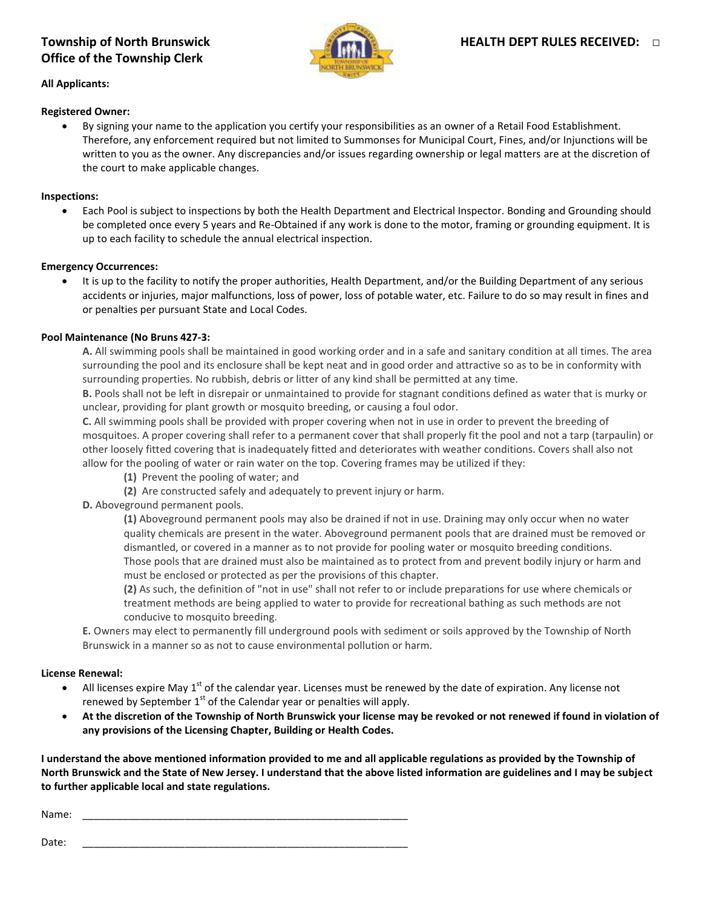**Township of North Brunswick**
**Office of the Township Clerk**

**HEALTH DEPT RULES RECEIVED: □**

**All Applicants:**

**Registered Owner:**

- By signing your name to the application you certify your responsibilities as an owner of a Retail Food Establishment. Therefore, any enforcement required but not limited to Summonses for Municipal Court, Fines, and/or Injunctions will be written to you as the owner. Any discrepancies and/or issues regarding ownership or legal matters are at the discretion of the court to make applicable changes.

**Inspections:**

- Each Pool is subject to inspections by both the Health Department and Electrical Inspector. Bonding and Grounding should be completed once every 5 years and Re-Obtained if any work is done to the motor, framing or grounding equipment. It is up to each facility to schedule the annual electrical inspection.

**Emergency Occurrences:**

- It is up to the facility to notify the proper authorities, Health Department, and/or the Building Department of any serious accidents or injuries, major malfunctions, loss of power, loss of potable water, etc. Failure to do so may result in fines and or penalties per pursuant State and Local Codes.

**Pool Maintenance (No Bruns 427-3:**

**A.** All swimming pools shall be maintained in good working order and in a safe and sanitary condition at all times. The area surrounding the pool and its enclosure shall be kept neat and in good order and attractive so as to be in conformity with surrounding properties. No rubbish, debris or litter of any kind shall be permitted at any time.

**B.** Pools shall not be left in disrepair or unmaintained to provide for stagnant conditions defined as water that is murky or unclear, providing for plant growth or mosquito breeding, or causing a foul odor.

**C.** All swimming pools shall be provided with proper covering when not in use in order to prevent the breeding of mosquitoes. A proper covering shall refer to a permanent cover that shall properly fit the pool and not a tarp (tarpaulin) or other loosely fitted covering that is inadequately fitted and deteriorates with weather conditions. Covers shall also not allow for the pooling of water or rain water on the top. Covering frames may be utilized if they:

- **(1)** Prevent the pooling of water; and
- **(2)** Are constructed safely and adequately to prevent injury or harm.

**D.** Aboveground permanent pools.

- **(1)** Aboveground permanent pools may also be drained if not in use. Draining may only occur when no water quality chemicals are present in the water. Aboveground permanent pools that are drained must be removed or dismantled, or covered in a manner as to not provide for pooling water or mosquito breeding conditions. Those pools that are drained must also be maintained as to protect from and prevent bodily injury or harm and must be enclosed or protected as per the provisions of this chapter.
- **(2)** As such, the definition of "not in use" shall not refer to or include preparations for use where chemicals or treatment methods are being applied to water to provide for recreational bathing as such methods are not conducive to mosquito breeding.

**E.** Owners may elect to permanently fill underground pools with sediment or soils approved by the Township of North Brunswick in a manner so as not to cause environmental pollution or harm.

**License Renewal:**

- All licenses expire May 1st of the calendar year. Licenses must be renewed by the date of expiration. Any license not renewed by September 1st of the Calendar year or penalties will apply.
- **At the discretion of the Township of North Brunswick your license may be revoked or not renewed if found in violation of any provisions of the Licensing Chapter, Building or Health Codes.**

**I understand the above mentioned information provided to me and all applicable regulations as provided by the Township of North Brunswick and the State of New Jersey. I understand that the above listed information are guidelines and I may be subject to further applicable local and state regulations.**

Name: ____________________________________________________________

Date: ____________________________________________________________